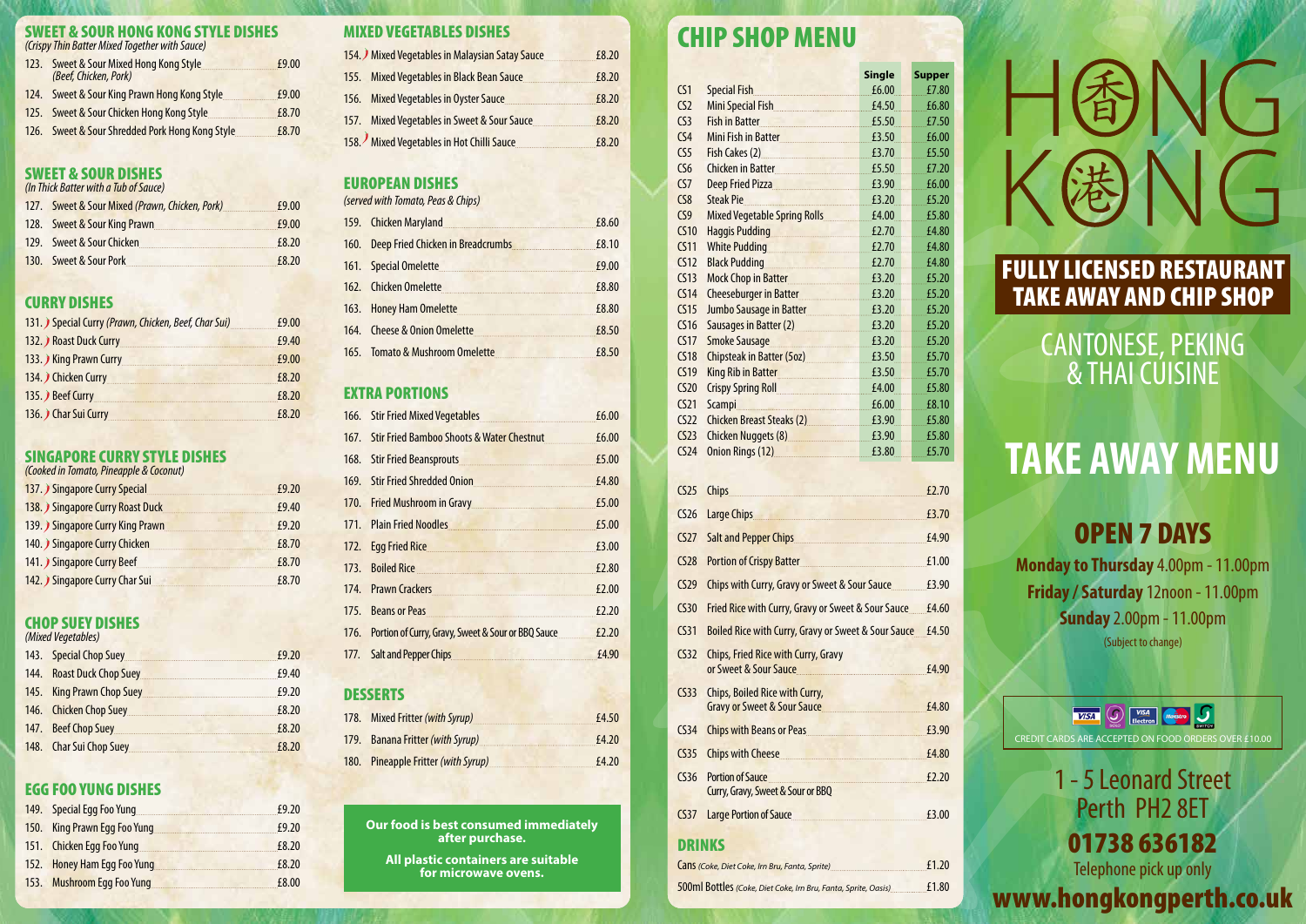## SWEET & SOUR HONG KONG STYLE DISHES
*(Crispy Thin Batter Mixed Together with Sauce)*

| | | |
|---|---|---|
| 123. | Sweet & Sour Mixed Hong Kong Style *(Beef, Chicken, Pork)* | £9.00 |
| 124. | Sweet & Sour King Prawn Hong Kong Style | £9.00 |
| 125. | Sweet & Sour Chicken Hong Kong Style | £8.70 |
| 126. | Sweet & Sour Shredded Pork Hong Kong Style | £8.70 |

## SWEET & SOUR DISHES
*(In Thick Batter with a Tub of Sauce)*

| | | |
|---|---|---|
| 127. | Sweet & Sour Mixed *(Prawn, Chicken, Pork)* | £9.00 |
| 128. | Sweet & Sour King Prawn | £9.00 |
| 129. | Sweet & Sour Chicken | £8.20 |
| 130. | Sweet & Sour Pork | £8.20 |

## CURRY DISHES

| | | |
|---|---|---|
| 131. | Special Curry *(Prawn, Chicken, Beef, Char Sui)* | £9.00 |
| 132. | Roast Duck Curry | £9.40 |
| 133. | King Prawn Curry | £9.00 |
| 134. | Chicken Curry | £8.20 |
| 135. | Beef Curry | £8.20 |
| 136. | Char Sui Curry | £8.20 |

## SINGAPORE CURRY STYLE DISHES
*(Cooked in Tomato, Pineapple & Coconut)*

| | | |
|---|---|---|
| 137. | Singapore Curry Special | £9.20 |
| 138. | Singapore Curry Roast Duck | £9.40 |
| 139. | Singapore Curry King Prawn | £9.20 |
| 140. | Singapore Curry Chicken | £8.70 |
| 141. | Singapore Curry Beef | £8.70 |
| 142. | Singapore Curry Char Sui | £8.70 |

## CHOP SUEY DISHES
*(Mixed Vegetables)*

| | | |
|---|---|---|
| 143. | Special Chop Suey | £9.20 |
| 144. | Roast Duck Chop Suey | £9.40 |
| 145. | King Prawn Chop Suey | £9.20 |
| 146. | Chicken Chop Suey | £8.20 |
| 147. | Beef Chop Suey | £8.20 |
| 148. | Char Sui Chop Suey | £8.20 |

## EGG FOO YUNG DISHES

| | | |
|---|---|---|
| 149. | Special Egg Foo Yung | £9.20 |
| 150. | King Prawn Egg Foo Yung | £9.20 |
| 151. | Chicken Egg Foo Yung | £8.20 |
| 152. | Honey Ham Egg Foo Yung | £8.20 |
| 153. | Mushroom Egg Foo Yung | £8.00 |

## MIXED VEGETABLES DISHES

| | | |
|---|---|---|
| 154. | Mixed Vegetables in Malaysian Satay Sauce | £8.20 |
| 155. | Mixed Vegetables in Black Bean Sauce | £8.20 |
| 156. | Mixed Vegetables in Oyster Sauce | £8.20 |
| 157. | Mixed Vegetables in Sweet & Sour Sauce | £8.20 |
| 158. | Mixed Vegetables in Hot Chilli Sauce | £8.20 |

## EUROPEAN DISHES
*(served with Tomato, Peas & Chips)*

| | | |
|---|---|---|
| 159. | Chicken Maryland | £8.60 |
| 160. | Deep Fried Chicken in Breadcrumbs | £8.10 |
| 161. | Special Omelette | £9.00 |
| 162. | Chicken Omelette | £8.80 |
| 163. | Honey Ham Omelette | £8.80 |
| 164. | Cheese & Onion Omelette | £8.50 |
| 165. | Tomato & Mushroom Omelette | £8.50 |

## EXTRA PORTIONS

| | | |
|---|---|---|
| 166. | Stir Fried Mixed Vegetables | £6.00 |
| 167. | Stir Fried Bamboo Shoots & Water Chestnut | £6.00 |
| 168. | Stir Fried Beansprouts | £5.00 |
| 169. | Stir Fried Shredded Onion | £4.80 |
| 170. | Fried Mushroom in Gravy | £5.00 |
| 171. | Plain Fried Noodles | £5.00 |
| 172. | Egg Fried Rice | £3.00 |
| 173. | Boiled Rice | £2.80 |
| 174. | Prawn Crackers | £2.00 |
| 175. | Beans or Peas | £2.20 |
| 176. | Portion of Curry, Gravy, Sweet & Sour or BBQ Sauce | £2.20 |
| 177. | Salt and Pepper Chips | £4.90 |

## DESSERTS

| | | |
|---|---|---|
| 178. | Mixed Fritter *(with Syrup)* | £4.50 |
| 179. | Banana Fritter *(with Syrup)* | £4.20 |
| 180. | Pineapple Fritter *(with Syrup)* | £4.20 |

**Our food is best consumed immediately after purchase.**

**All plastic containers are suitable for microwave ovens.**

# CHIP SHOP MENU

| | | Single | Supper |
|---|---|---|---|
| CS1 | Special Fish | £6.00 | £7.80 |
| CS2 | Mini Special Fish | £4.50 | £6.80 |
| CS3 | Fish in Batter | £5.50 | £7.50 |
| CS4 | Mini Fish in Batter | £3.50 | £6.00 |
| CS5 | Fish Cakes (2) | £3.70 | £5.50 |
| CS6 | Chicken in Batter | £5.50 | £7.20 |
| CS7 | Deep Fried Pizza | £3.90 | £6.00 |
| CS8 | Steak Pie | £3.20 | £5.20 |
| CS9 | Mixed Vegetable Spring Rolls | £4.00 | £5.80 |
| CS10 | Haggis Pudding | £2.70 | £4.80 |
| CS11 | White Pudding | £2.70 | £4.80 |
| CS12 | Black Pudding | £2.70 | £4.80 |
| CS13 | Mock Chop in Batter | £3.20 | £5.20 |
| CS14 | Cheeseburger in Batter | £3.20 | £5.20 |
| CS15 | Jumbo Sausage in Batter | £3.20 | £5.20 |
| CS16 | Sausages in Batter (2) | £3.20 | £5.20 |
| CS17 | Smoke Sausage | £3.20 | £5.20 |
| CS18 | Chipsteak in Batter (5oz) | £3.50 | £5.70 |
| CS19 | King Rib in Batter | £3.50 | £5.70 |
| CS20 | Crispy Spring Roll | £4.00 | £5.80 |
| CS21 | Scampi | £6.00 | £8.10 |
| CS22 | Chicken Breast Steaks (2) | £3.90 | £5.80 |
| CS23 | Chicken Nuggets (8) | £3.90 | £5.80 |
| CS24 | Onion Rings (12) | £3.80 | £5.70 |

| | | |
|---|---|---|
| CS25 | Chips | £2.70 |
| CS26 | Large Chips | £3.70 |
| CS27 | Salt and Pepper Chips | £4.90 |
| CS28 | Portion of Crispy Batter | £1.00 |
| CS29 | Chips with Curry, Gravy or Sweet & Sour Sauce | £3.90 |
| CS30 | Fried Rice with Curry, Gravy or Sweet & Sour Sauce | £4.60 |
| CS31 | Boiled Rice with Curry, Gravy or Sweet & Sour Sauce | £4.50 |
| CS32 | Chips, Fried Rice with Curry, Gravy or Sweet & Sour Sauce | £4.90 |
| CS33 | Chips, Boiled Rice with Curry, Gravy or Sweet & Sour Sauce | £4.80 |
| CS34 | Chips with Beans or Peas | £3.90 |
| CS35 | Chips with Cheese | £4.80 |
| CS36 | Portion of Sauce Curry, Gravy, Sweet & Sour or BBQ | £2.20 |
| CS37 | Large Portion of Sauce | £3.00 |

## DRINKS

| | |
|---|---|
| Cans *(Coke, Diet Coke, Irn Bru, Fanta, Sprite)* | £1.20 |
| 500ml Bottles *(Coke, Diet Coke, Irn Bru, Fanta, Sprite, Oasis)* | £1.80 |

# HONG KONG

**FULLY LICENSED RESTAURANT TAKE AWAY AND CHIP SHOP**

CANTONESE, PEKING & THAI CUISINE

# TAKE AWAY MENU

## OPEN 7 DAYS

**Monday to Thursday** 4.00pm - 11.00pm

**Friday / Saturday** 12noon - 11.00pm

**Sunday** 2.00pm - 11.00pm

(Subject to change)

CREDIT CARDS ARE ACCEPTED ON FOOD ORDERS OVER £10.00

1 - 5 Leonard Street
Perth PH2 8ET

**01738 636182**

Telephone pick up only

**www.hongkongperth.co.uk**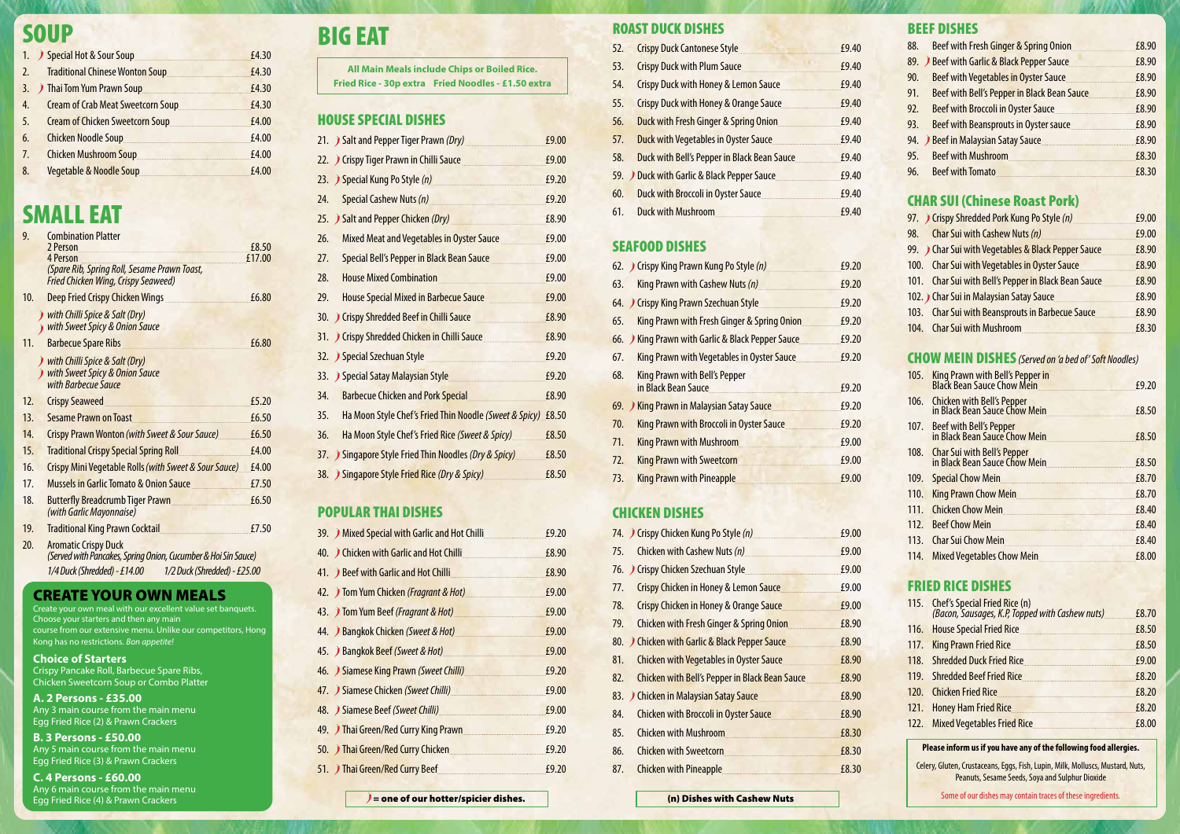# SOUP

1. Special Hot & Sour Soup £4.30
2. Traditional Chinese Wonton Soup £4.30
3. Thai Tom Yum Prawn Soup £4.30
4. Cream of Crab Meat Sweetcorn Soup £4.30
5. Cream of Chicken Sweetcorn Soup £4.00
6. Chicken Noodle Soup £4.00
7. Chicken Mushroom Soup £4.00
8. Vegetable & Noodle Soup £4.00

# SMALL EAT

9. Combination Platter
   2 Person £8.50
   4 Person £17.00
   *(Spare Rib, Spring Roll, Sesame Prawn Toast, Fried Chicken Wing, Crispy Seaweed)*
10. Deep Fried Crispy Chicken Wings £6.80
    *with Chilli Spice & Salt (Dry)*
    *with Sweet Spicy & Onion Sauce*
11. Barbecue Spare Ribs £6.80
    *with Chilli Spice & Salt (Dry)*
    *with Sweet Spicy & Onion Sauce*
    *with Barbecue Sauce*
12. Crispy Seaweed £5.20
13. Sesame Prawn on Toast £6.50
14. Crispy Prawn Wonton *(with Sweet & Sour Sauce)* £6.50
15. Traditional Crispy Special Spring Roll £4.00
16. Crispy Mini Vegetable Rolls *(with Sweet & Sour Sauce)* £4.00
17. Mussels in Garlic Tomato & Onion Sauce £7.50
18. Butterfly Breadcrumb Tiger Prawn *(with Garlic Mayonnaise)* £6.50
19. Traditional King Prawn Cocktail £7.50
20. Aromatic Crispy Duck
    *(Served with Pancakes, Spring Onion, Cucumber & Hoi Sin Sauce)*
    *1/4 Duck (Shredded) - £14.00* *1/2 Duck (Shredded) - £25.00*

## CREATE YOUR OWN MEALS

Create your own meal with our excellent value set banquets. Choose your starters and then any main course from our extensive menu. Unlike our competitors, Hong Kong has no restrictions. *Bon appetite!*

**Choice of Starters**
Crispy Pancake Roll, Barbecue Spare Ribs, Chicken Sweetcorn Soup or Combo Platter

**A. 2 Persons - £35.00**
Any 3 main course from the main menu
Egg Fried Rice (2) & Prawn Crackers

**B. 3 Persons - £50.00**
Any 5 main course from the main menu
Egg Fried Rice (3) & Prawn Crackers

**C. 4 Persons - £60.00**
Any 6 main course from the main menu
Egg Fried Rice (4) & Prawn Crackers

# BIG EAT

**All Main Meals include Chips or Boiled Rice.**
**Fried Rice - 30p extra Fried Noodles - £1.50 extra**

## HOUSE SPECIAL DISHES

21. Salt and Pepper Tiger Prawn *(Dry)* £9.00
22. Crispy Tiger Prawn in Chilli Sauce £9.00
23. Special Kung Po Style *(n)* £9.20
24. Special Cashew Nuts *(n)* £9.20
25. Salt and Pepper Chicken *(Dry)* £8.90
26. Mixed Meat and Vegetables in Oyster Sauce £9.00
27. Special Bell's Pepper in Black Bean Sauce £9.00
28. House Mixed Combination £9.00
29. House Special Mixed in Barbecue Sauce £9.00
30. Crispy Shredded Beef in Chilli Sauce £8.90
31. Crispy Shredded Chicken in Chilli Sauce £8.90
32. Special Szechuan Style £9.20
33. Special Satay Malaysian Style £9.20
34. Barbecue Chicken and Pork Special £8.90
35. Ha Moon Style Chef's Fried Thin Noodle *(Sweet & Spicy)* £8.50
36. Ha Moon Style Chef's Fried Rice *(Sweet & Spicy)* £8.50
37. Singapore Style Fried Thin Noodles *(Dry & Spicy)* £8.50
38. Singapore Style Fried Rice *(Dry & Spicy)* £8.50

## POPULAR THAI DISHES

39. Mixed Special with Garlic and Hot Chilli £9.20
40. Chicken with Garlic and Hot Chilli £8.90
41. Beef with Garlic and Hot Chilli £8.90
42. Tom Yum Chicken *(Fragrant & Hot)* £9.00
43. Tom Yum Beef *(Fragrant & Hot)* £9.00
44. Bangkok Chicken *(Sweet & Hot)* £9.00
45. Bangkok Beef *(Sweet & Hot)* £9.00
46. Siamese King Prawn *(Sweet Chilli)* £9.20
47. Siamese Chicken *(Sweet Chilli)* £9.00
48. Siamese Beef *(Sweet Chilli)* £9.00
49. Thai Green/Red Curry King Prawn £9.20
50. Thai Green/Red Curry Chicken £9.20
51. Thai Green/Red Curry Beef £9.20

**= one of our hotter/spicier dishes.**

## ROAST DUCK DISHES

52. Crispy Duck Cantonese Style £9.40
53. Crispy Duck with Plum Sauce £9.40
54. Crispy Duck with Honey & Lemon Sauce £9.40
55. Crispy Duck with Honey & Orange Sauce £9.40
56. Duck with Fresh Ginger & Spring Onion £9.40
57. Duck with Vegetables in Oyster Sauce £9.40
58. Duck with Bell's Pepper in Black Bean Sauce £9.40
59. Duck with Garlic & Black Pepper Sauce £9.40
60. Duck with Broccoli in Oyster Sauce £9.40
61. Duck with Mushroom £9.40

## SEAFOOD DISHES

62. Crispy King Prawn Kung Po Style *(n)* £9.20
63. King Prawn with Cashew Nuts *(n)* £9.20
64. Crispy King Prawn Szechuan Style £9.20
65. King Prawn with Fresh Ginger & Spring Onion £9.20
66. King Prawn with Garlic & Black Pepper Sauce £9.20
67. King Prawn with Vegetables in Oyster Sauce £9.20
68. King Prawn with Bell's Pepper in Black Bean Sauce £9.20
69. King Prawn in Malaysian Satay Sauce £9.20
70. King Prawn with Broccoli in Oyster Sauce £9.20
71. King Prawn with Mushroom £9.00
72. King Prawn with Sweetcorn £9.00
73. King Prawn with Pineapple £9.00

## CHICKEN DISHES

74. Crispy Chicken Kung Po Style *(n)* £9.00
75. Chicken with Cashew Nuts *(n)* £9.00
76. Crispy Chicken Szechuan Style £9.00
77. Crispy Chicken in Honey & Lemon Sauce £9.00
78. Crispy Chicken in Honey & Orange Sauce £9.00
79. Chicken with Fresh Ginger & Spring Onion £8.90
80. Chicken with Garlic & Black Pepper Sauce £8.90
81. Chicken with Vegetables in Oyster Sauce £8.90
82. Chicken with Bell's Pepper in Black Bean Sauce £8.90
83. Chicken in Malaysian Satay Sauce £8.90
84. Chicken with Broccoli in Oyster Sauce £8.90
85. Chicken with Mushroom £8.30
86. Chicken with Sweetcorn £8.30
87. Chicken with Pineapple £8.30

**(n) Dishes with Cashew Nuts**

## BEEF DISHES

88. Beef with Fresh Ginger & Spring Onion £8.90
89. Beef with Garlic & Black Pepper Sauce £8.90
90. Beef with Vegetables in Oyster Sauce £8.90
91. Beef with Bell's Pepper in Black Bean Sauce £8.90
92. Beef with Broccoli in Oyster Sauce £8.90
93. Beef with Beansprouts in Oyster sauce £8.90
94. Beef in Malaysian Satay Sauce £8.90
95. Beef with Mushroom £8.30
96. Beef with Tomato £8.30

## CHAR SUI (Chinese Roast Pork)

97. Crispy Shredded Pork Kung Po Style *(n)* £9.00
98. Char Sui with Cashew Nuts *(n)* £9.00
99. Char Sui with Vegetables & Black Pepper Sauce £8.90
100. Char Sui with Vegetables in Oyster Sauce £8.90
101. Char Sui with Bell's Pepper in Black Bean Sauce £8.90
102. Char Sui in Malaysian Satay Sauce £8.90
103. Char Sui with Beansprouts in Barbecue Sauce £8.90
104. Char Sui with Mushroom £8.30

## CHOW MEIN DISHES *(Served on 'a bed of' Soft Noodles)*

105. King Prawn with Bell's Pepper in Black Bean Sauce Chow Mein £9.20
106. Chicken with Bell's Pepper in Black Bean Sauce Chow Mein £8.50
107. Beef with Bell's Pepper in Black Bean Sauce Chow Mein £8.50
108. Char Sui with Bell's Pepper in Black Bean Sauce Chow Mein £8.50
109. Special Chow Mein £8.70
110. King Prawn Chow Mein £8.70
111. Chicken Chow Mein £8.40
112. Beef Chow Mein £8.40
113. Char Sui Chow Mein £8.40
114. Mixed Vegetables Chow Mein £8.00

## FRIED RICE DISHES

115. Chef's Special Fried Rice (n) *(Bacon, Sausages, K.P, Topped with Cashew nuts)* £8.70
116. House Special Fried Rice £8.50
117. King Prawn Fried Rice £8.50
118. Shredded Duck Fried Rice £9.00
119. Shredded Beef Fried Rice £8.20
120. Chicken Fried Rice £8.20
121. Honey Ham Fried Rice £8.20
122. Mixed Vegetables Fried Rice £8.00

**Please inform us if you have any of the following food allergies.**

Celery, Gluten, Crustaceans, Eggs, Fish, Lupin, Milk, Molluscs, Mustard, Nuts, Peanuts, Sesame Seeds, Soya and Sulphur Dioxide

Some of our dishes may contain traces of these ingredients.